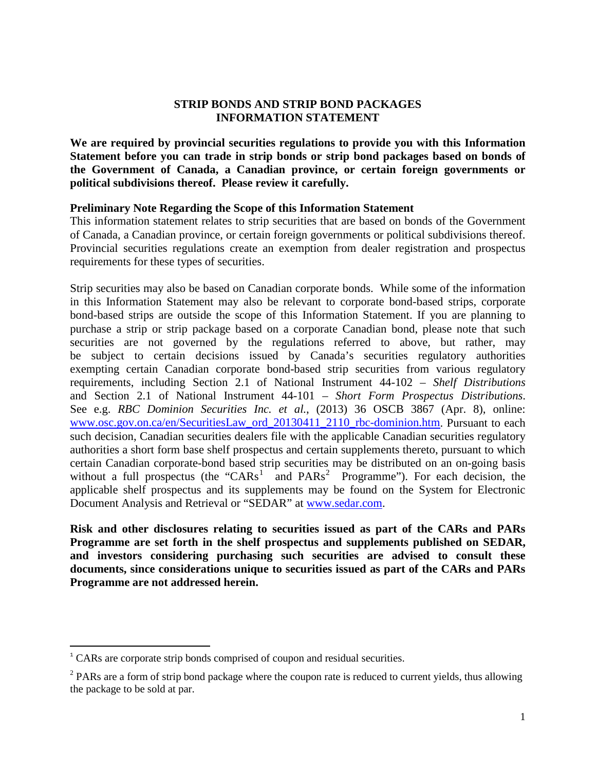# STRIP BONDS AND STRIP BOND PACKAGES INFORMATION STATEMENT

**We are required by provincial securities regulations to provide you with this Information Statement before you can trade in strip bonds or strip bond packages based on bonds of the Government of Canada, a Canadian province, or certain foreign governments or political subdivisions thereof. Please review it carefully.**

**Preliminary Note Regarding the Scope of this Information Statement**

This information statement relates to strip securities that are based on bonds of the Government of Canada, a Canadian province, or certain foreign governments or political subdivisions thereof. Provincial securities regulations create an exemption from dealer registration and prospectus requirements for these types of securities.

Strip securities may also be based on Canadian corporate bonds. While some of the information in this Information Statement may also be relevant to corporate bond-based strips, corporate bond-based strips are outside the scope of this Information Statement. If you are planning to purchase a strip or strip package based on a corporate Canadian bond, please note that such securities are not governed by the regulations referred to above, but rather, may be subject to certain decisions issued by Canada's securities regulatory authorities exempting certain Canadian corporate bond-based strip securities from various regulatory requirements, including Section 2.1 of National Instrument 44-102 – *Shelf Distributions* and Section 2.1 of National Instrument 44-101 – *Short Form Prospectus Distributions*. See e.g. *RBC Dominion Securities Inc. et al.*, (2013) 36 OSCB 3867 (Apr. 8), online: [www.osc.gov.on.ca/en/SecuritiesLaw_ord_20130411_2110_rbc-dominion.htm](http://www.osc.gov.on.ca/en/SecuritiesLaw_ord_20130411_2110_rbc-dominion.htm). Pursuant to each such decision, Canadian securities dealers file with the applicable Canadian securities regulatory authorities a short form base shelf prospectus and certain supplements thereto, pursuant to which certain Canadian corporate-bond based strip securities may be distributed on an on-going basis without a full prospectus (the "CARs[1] and PARs[2] Programme"). For each decision, the applicable shelf prospectus and its supplements may be found on the System for Electronic Document Analysis and Retrieval or "SEDAR" at [www.sedar.com](http://www.sedar.com).

**Risk and other disclosures relating to securities issued as part of the CARs and PARs Programme are set forth in the shelf prospectus and supplements published on SEDAR, and investors considering purchasing such securities are advised to consult these documents, since considerations unique to securities issued as part of the CARs and PARs Programme are not addressed herein.**

---

[1] CARs are corporate strip bonds comprised of coupon and residual securities.

[2] PARs are a form of strip bond package where the coupon rate is reduced to current yields, thus allowing the package to be sold at par.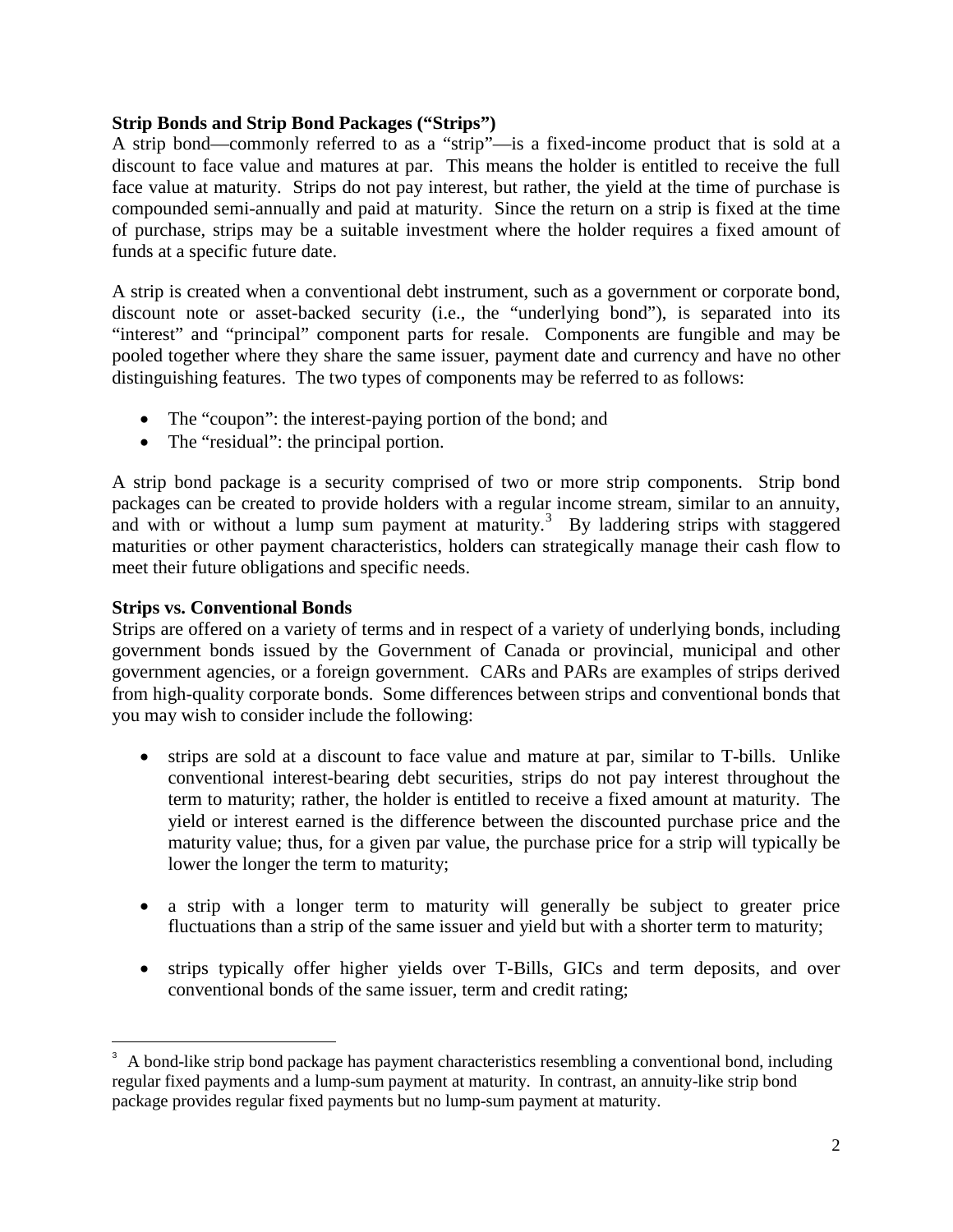**Strip Bonds and Strip Bond Packages ("Strips")**

A strip bond—commonly referred to as a "strip"—is a fixed-income product that is sold at a discount to face value and matures at par. This means the holder is entitled to receive the full face value at maturity. Strips do not pay interest, but rather, the yield at the time of purchase is compounded semi-annually and paid at maturity. Since the return on a strip is fixed at the time of purchase, strips may be a suitable investment where the holder requires a fixed amount of funds at a specific future date.

A strip is created when a conventional debt instrument, such as a government or corporate bond, discount note or asset-backed security (i.e., the "underlying bond"), is separated into its "interest" and "principal" component parts for resale. Components are fungible and may be pooled together where they share the same issuer, payment date and currency and have no other distinguishing features. The two types of components may be referred to as follows:

- The "coupon": the interest-paying portion of the bond; and
- The "residual": the principal portion.

A strip bond package is a security comprised of two or more strip components. Strip bond packages can be created to provide holders with a regular income stream, similar to an annuity, and with or without a lump sum payment at maturity.[3] By laddering strips with staggered maturities or other payment characteristics, holders can strategically manage their cash flow to meet their future obligations and specific needs.

**Strips vs. Conventional Bonds**

Strips are offered on a variety of terms and in respect of a variety of underlying bonds, including government bonds issued by the Government of Canada or provincial, municipal and other government agencies, or a foreign government. CARs and PARs are examples of strips derived from high-quality corporate bonds. Some differences between strips and conventional bonds that you may wish to consider include the following:

- strips are sold at a discount to face value and mature at par, similar to T-bills. Unlike conventional interest-bearing debt securities, strips do not pay interest throughout the term to maturity; rather, the holder is entitled to receive a fixed amount at maturity. The yield or interest earned is the difference between the discounted purchase price and the maturity value; thus, for a given par value, the purchase price for a strip will typically be lower the longer the term to maturity;

- a strip with a longer term to maturity will generally be subject to greater price fluctuations than a strip of the same issuer and yield but with a shorter term to maturity;

- strips typically offer higher yields over T-Bills, GICs and term deposits, and over conventional bonds of the same issuer, term and credit rating;

---

[3] A bond-like strip bond package has payment characteristics resembling a conventional bond, including regular fixed payments and a lump-sum payment at maturity. In contrast, an annuity-like strip bond package provides regular fixed payments but no lump-sum payment at maturity.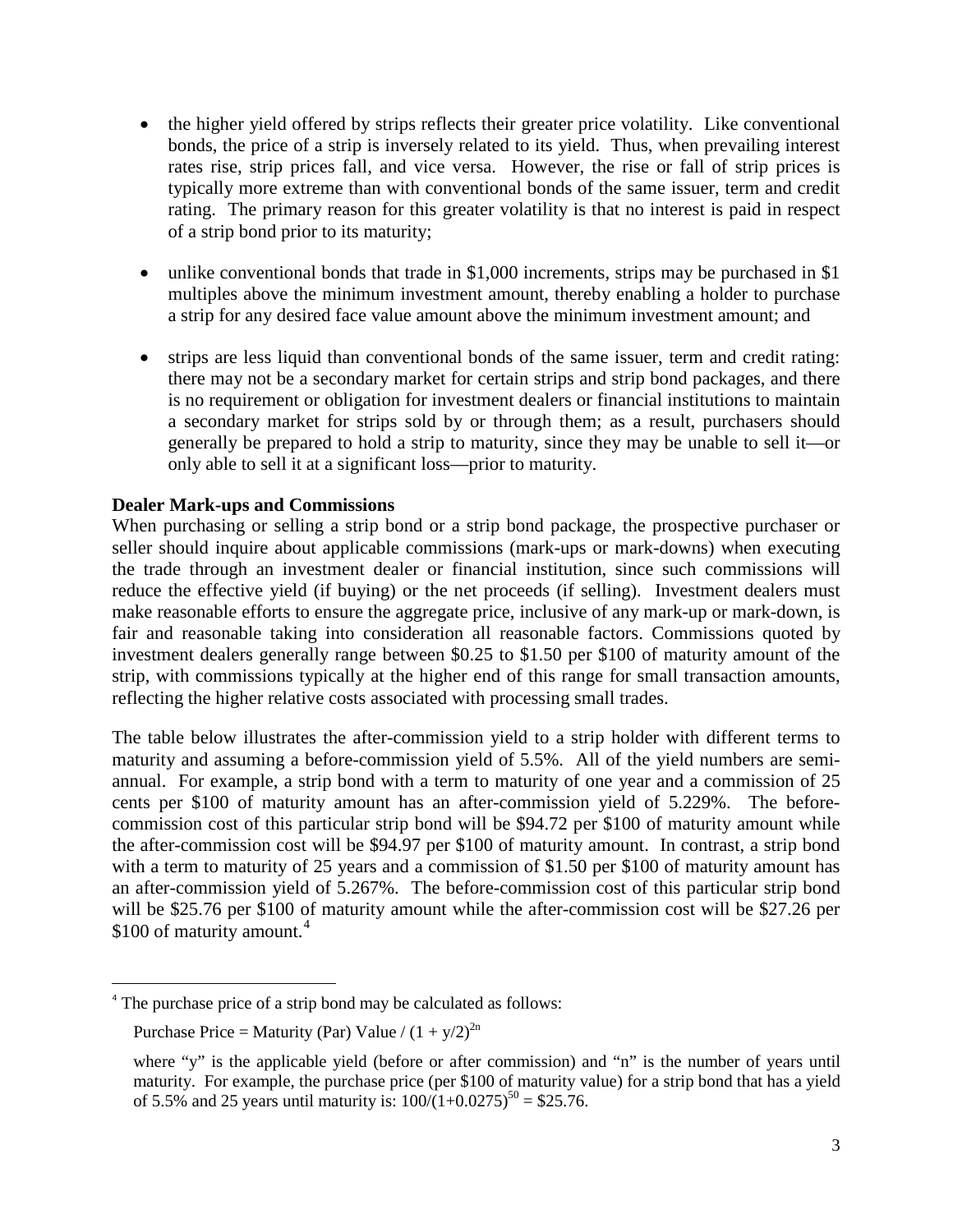- the higher yield offered by strips reflects their greater price volatility. Like conventional bonds, the price of a strip is inversely related to its yield. Thus, when prevailing interest rates rise, strip prices fall, and vice versa. However, the rise or fall of strip prices is typically more extreme than with conventional bonds of the same issuer, term and credit rating. The primary reason for this greater volatility is that no interest is paid in respect of a strip bond prior to its maturity;

- unlike conventional bonds that trade in $1,000 increments, strips may be purchased in $1 multiples above the minimum investment amount, thereby enabling a holder to purchase a strip for any desired face value amount above the minimum investment amount; and

- strips are less liquid than conventional bonds of the same issuer, term and credit rating: there may not be a secondary market for certain strips and strip bond packages, and there is no requirement or obligation for investment dealers or financial institutions to maintain a secondary market for strips sold by or through them; as a result, purchasers should generally be prepared to hold a strip to maturity, since they may be unable to sell it—or only able to sell it at a significant loss—prior to maturity.

**Dealer Mark-ups and Commissions**

When purchasing or selling a strip bond or a strip bond package, the prospective purchaser or seller should inquire about applicable commissions (mark-ups or mark-downs) when executing the trade through an investment dealer or financial institution, since such commissions will reduce the effective yield (if buying) or the net proceeds (if selling). Investment dealers must make reasonable efforts to ensure the aggregate price, inclusive of any mark-up or mark-down, is fair and reasonable taking into consideration all reasonable factors. Commissions quoted by investment dealers generally range between $0.25 to $1.50 per $100 of maturity amount of the strip, with commissions typically at the higher end of this range for small transaction amounts, reflecting the higher relative costs associated with processing small trades.

The table below illustrates the after-commission yield to a strip holder with different terms to maturity and assuming a before-commission yield of 5.5%. All of the yield numbers are semi-annual. For example, a strip bond with a term to maturity of one year and a commission of 25 cents per $100 of maturity amount has an after-commission yield of 5.229%. The before-commission cost of this particular strip bond will be $94.72 per $100 of maturity amount while the after-commission cost will be $94.97 per $100 of maturity amount. In contrast, a strip bond with a term to maturity of 25 years and a commission of $1.50 per $100 of maturity amount has an after-commission yield of 5.267%. The before-commission cost of this particular strip bond will be $25.76 per $100 of maturity amount while the after-commission cost will be $27.26 per $100 of maturity amount.[4]

[4] The purchase price of a strip bond may be calculated as follows:

Purchase Price = Maturity (Par) Value / $(1 + y/2)^{2n}$

where "y" is the applicable yield (before or after commission) and "n" is the number of years until maturity. For example, the purchase price (per $100 of maturity value) for a strip bond that has a yield of 5.5% and 25 years until maturity is: $100/(1+0.0275)^{50}$ = $25.76.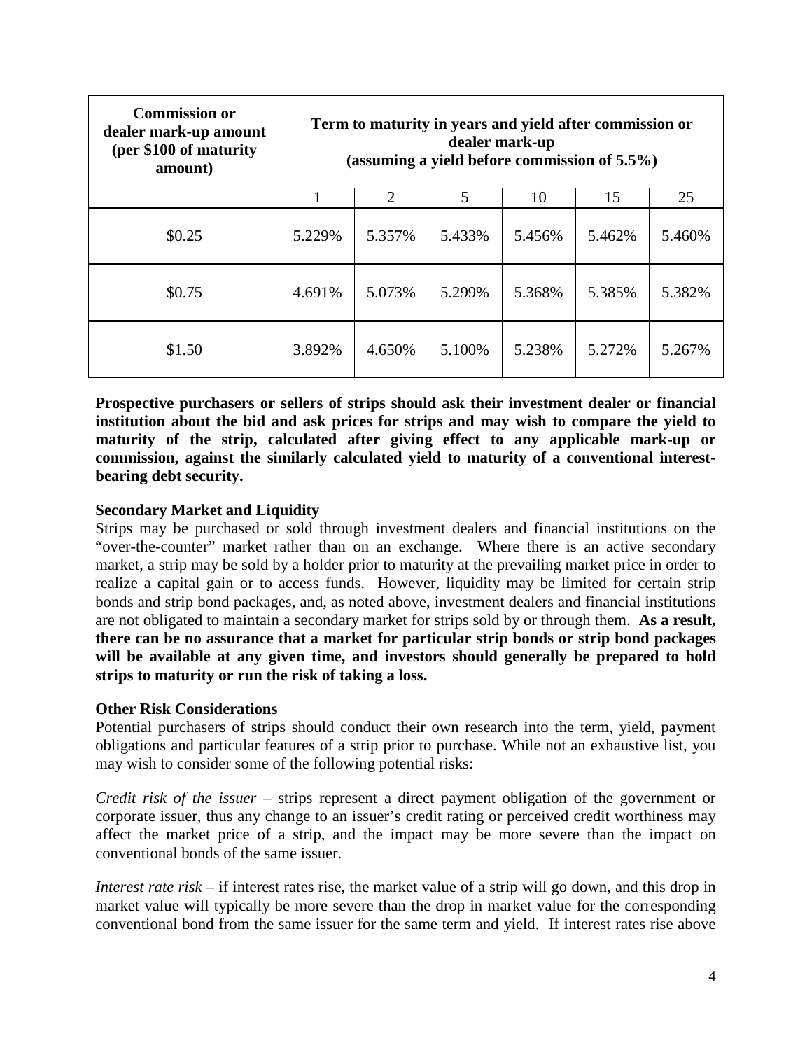| **Commission or dealer mark-up amount (per $100 of maturity amount)** | **Term to maturity in years and yield after commission or dealer mark-up (assuming a yield before commission of 5.5%)** | | | | | |
|---|---|---|---|---|---|---|
| | 1 | 2 | 5 | 10 | 15 | 25 |
| $0.25 | 5.229% | 5.357% | 5.433% | 5.456% | 5.462% | 5.460% |
| $0.75 | 4.691% | 5.073% | 5.299% | 5.368% | 5.385% | 5.382% |
| $1.50 | 3.892% | 4.650% | 5.100% | 5.238% | 5.272% | 5.267% |

**Prospective purchasers or sellers of strips should ask their investment dealer or financial institution about the bid and ask prices for strips and may wish to compare the yield to maturity of the strip, calculated after giving effect to any applicable mark-up or commission, against the similarly calculated yield to maturity of a conventional interest-bearing debt security.**

**Secondary Market and Liquidity**

Strips may be purchased or sold through investment dealers and financial institutions on the "over-the-counter" market rather than on an exchange. Where there is an active secondary market, a strip may be sold by a holder prior to maturity at the prevailing market price in order to realize a capital gain or to access funds. However, liquidity may be limited for certain strip bonds and strip bond packages, and, as noted above, investment dealers and financial institutions are not obligated to maintain a secondary market for strips sold by or through them. **As a result, there can be no assurance that a market for particular strip bonds or strip bond packages will be available at any given time, and investors should generally be prepared to hold strips to maturity or run the risk of taking a loss.**

**Other Risk Considerations**

Potential purchasers of strips should conduct their own research into the term, yield, payment obligations and particular features of a strip prior to purchase. While not an exhaustive list, you may wish to consider some of the following potential risks:

*Credit risk of the issuer* – strips represent a direct payment obligation of the government or corporate issuer, thus any change to an issuer's credit rating or perceived credit worthiness may affect the market price of a strip, and the impact may be more severe than the impact on conventional bonds of the same issuer.

*Interest rate risk* – if interest rates rise, the market value of a strip will go down, and this drop in market value will typically be more severe than the drop in market value for the corresponding conventional bond from the same issuer for the same term and yield. If interest rates rise above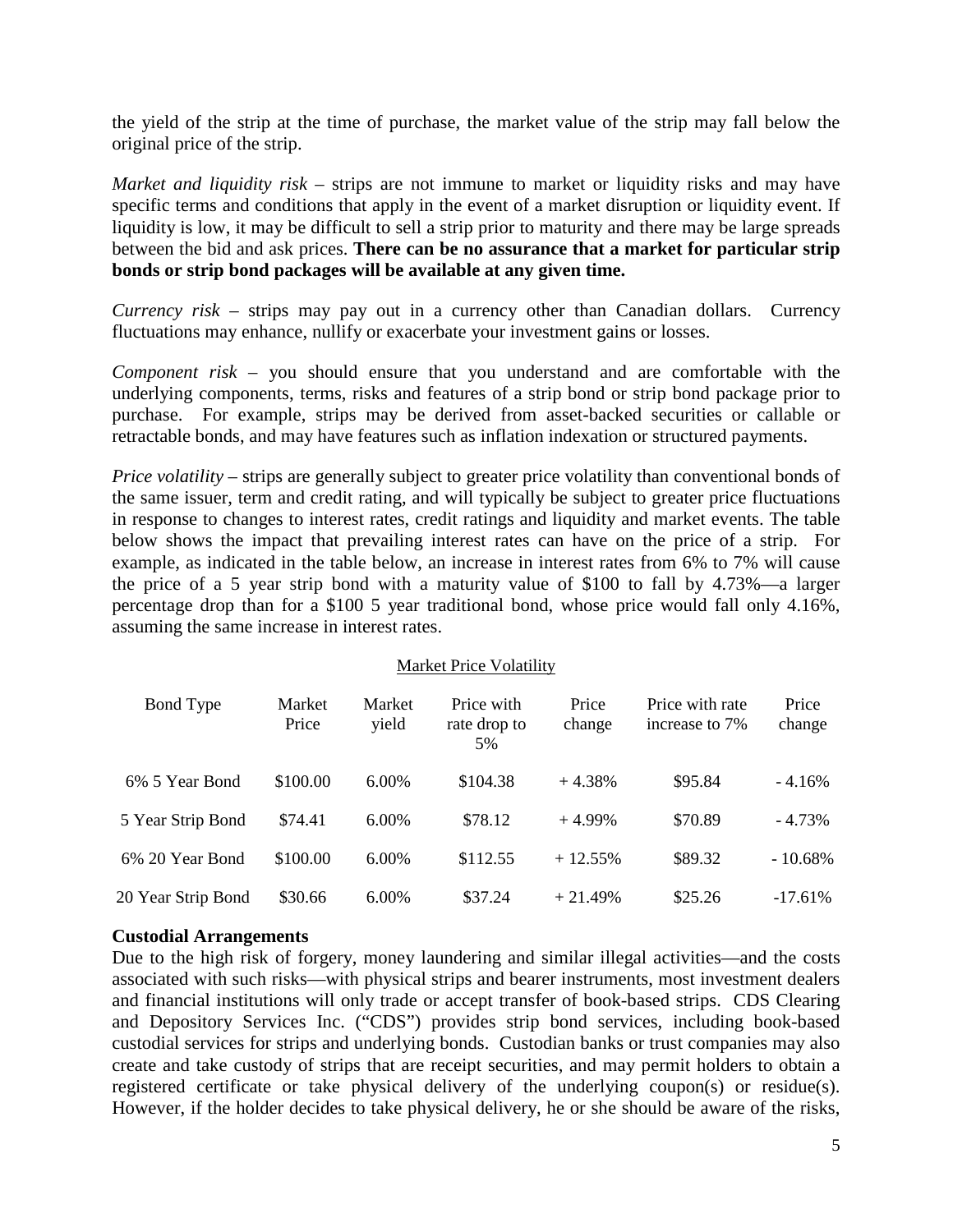the yield of the strip at the time of purchase, the market value of the strip may fall below the original price of the strip.

*Market and liquidity risk* – strips are not immune to market or liquidity risks and may have specific terms and conditions that apply in the event of a market disruption or liquidity event. If liquidity is low, it may be difficult to sell a strip prior to maturity and there may be large spreads between the bid and ask prices. **There can be no assurance that a market for particular strip bonds or strip bond packages will be available at any given time.**

*Currency risk* – strips may pay out in a currency other than Canadian dollars. Currency fluctuations may enhance, nullify or exacerbate your investment gains or losses.

*Component risk* – you should ensure that you understand and are comfortable with the underlying components, terms, risks and features of a strip bond or strip bond package prior to purchase. For example, strips may be derived from asset-backed securities or callable or retractable bonds, and may have features such as inflation indexation or structured payments.

*Price volatility* – strips are generally subject to greater price volatility than conventional bonds of the same issuer, term and credit rating, and will typically be subject to greater price fluctuations in response to changes to interest rates, credit ratings and liquidity and market events. The table below shows the impact that prevailing interest rates can have on the price of a strip. For example, as indicated in the table below, an increase in interest rates from 6% to 7% will cause the price of a 5 year strip bond with a maturity value of $100 to fall by 4.73%—a larger percentage drop than for a $100 5 year traditional bond, whose price would fall only 4.16%, assuming the same increase in interest rates.

Market Price Volatility

| Bond Type | Market Price | Market yield | Price with rate drop to 5% | Price change | Price with rate increase to 7% | Price change |
|---|---|---|---|---|---|---|
| 6% 5 Year Bond | $100.00 | 6.00% | $104.38 | + 4.38% | $95.84 | - 4.16% |
| 5 Year Strip Bond | $74.41 | 6.00% | $78.12 | + 4.99% | $70.89 | - 4.73% |
| 6% 20 Year Bond | $100.00 | 6.00% | $112.55 | + 12.55% | $89.32 | - 10.68% |
| 20 Year Strip Bond | $30.66 | 6.00% | $37.24 | + 21.49% | $25.26 | -17.61% |

**Custodial Arrangements**

Due to the high risk of forgery, money laundering and similar illegal activities—and the costs associated with such risks—with physical strips and bearer instruments, most investment dealers and financial institutions will only trade or accept transfer of book-based strips. CDS Clearing and Depository Services Inc. ("CDS") provides strip bond services, including book-based custodial services for strips and underlying bonds. Custodian banks or trust companies may also create and take custody of strips that are receipt securities, and may permit holders to obtain a registered certificate or take physical delivery of the underlying coupon(s) or residue(s). However, if the holder decides to take physical delivery, he or she should be aware of the risks,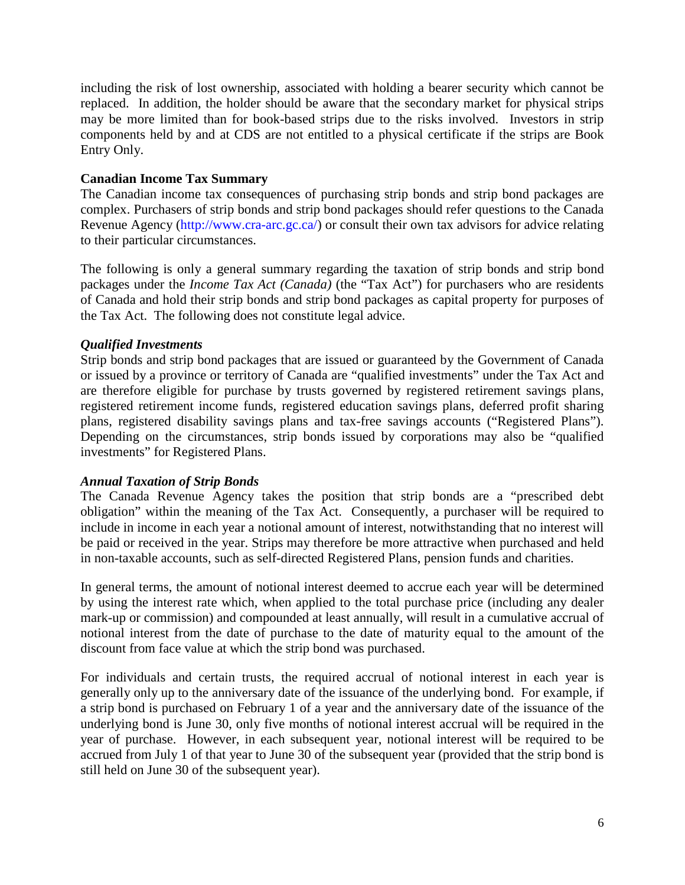including the risk of lost ownership, associated with holding a bearer security which cannot be replaced. In addition, the holder should be aware that the secondary market for physical strips may be more limited than for book-based strips due to the risks involved. Investors in strip components held by and at CDS are not entitled to a physical certificate if the strips are Book Entry Only.

**Canadian Income Tax Summary**

The Canadian income tax consequences of purchasing strip bonds and strip bond packages are complex. Purchasers of strip bonds and strip bond packages should refer questions to the Canada Revenue Agency (http://www.cra-arc.gc.ca/) or consult their own tax advisors for advice relating to their particular circumstances.

The following is only a general summary regarding the taxation of strip bonds and strip bond packages under the *Income Tax Act (Canada)* (the "Tax Act") for purchasers who are residents of Canada and hold their strip bonds and strip bond packages as capital property for purposes of the Tax Act. The following does not constitute legal advice.

***Qualified Investments***

Strip bonds and strip bond packages that are issued or guaranteed by the Government of Canada or issued by a province or territory of Canada are "qualified investments" under the Tax Act and are therefore eligible for purchase by trusts governed by registered retirement savings plans, registered retirement income funds, registered education savings plans, deferred profit sharing plans, registered disability savings plans and tax-free savings accounts ("Registered Plans"). Depending on the circumstances, strip bonds issued by corporations may also be "qualified investments" for Registered Plans.

***Annual Taxation of Strip Bonds***

The Canada Revenue Agency takes the position that strip bonds are a "prescribed debt obligation" within the meaning of the Tax Act. Consequently, a purchaser will be required to include in income in each year a notional amount of interest, notwithstanding that no interest will be paid or received in the year. Strips may therefore be more attractive when purchased and held in non-taxable accounts, such as self-directed Registered Plans, pension funds and charities.

In general terms, the amount of notional interest deemed to accrue each year will be determined by using the interest rate which, when applied to the total purchase price (including any dealer mark-up or commission) and compounded at least annually, will result in a cumulative accrual of notional interest from the date of purchase to the date of maturity equal to the amount of the discount from face value at which the strip bond was purchased.

For individuals and certain trusts, the required accrual of notional interest in each year is generally only up to the anniversary date of the issuance of the underlying bond. For example, if a strip bond is purchased on February 1 of a year and the anniversary date of the issuance of the underlying bond is June 30, only five months of notional interest accrual will be required in the year of purchase. However, in each subsequent year, notional interest will be required to be accrued from July 1 of that year to June 30 of the subsequent year (provided that the strip bond is still held on June 30 of the subsequent year).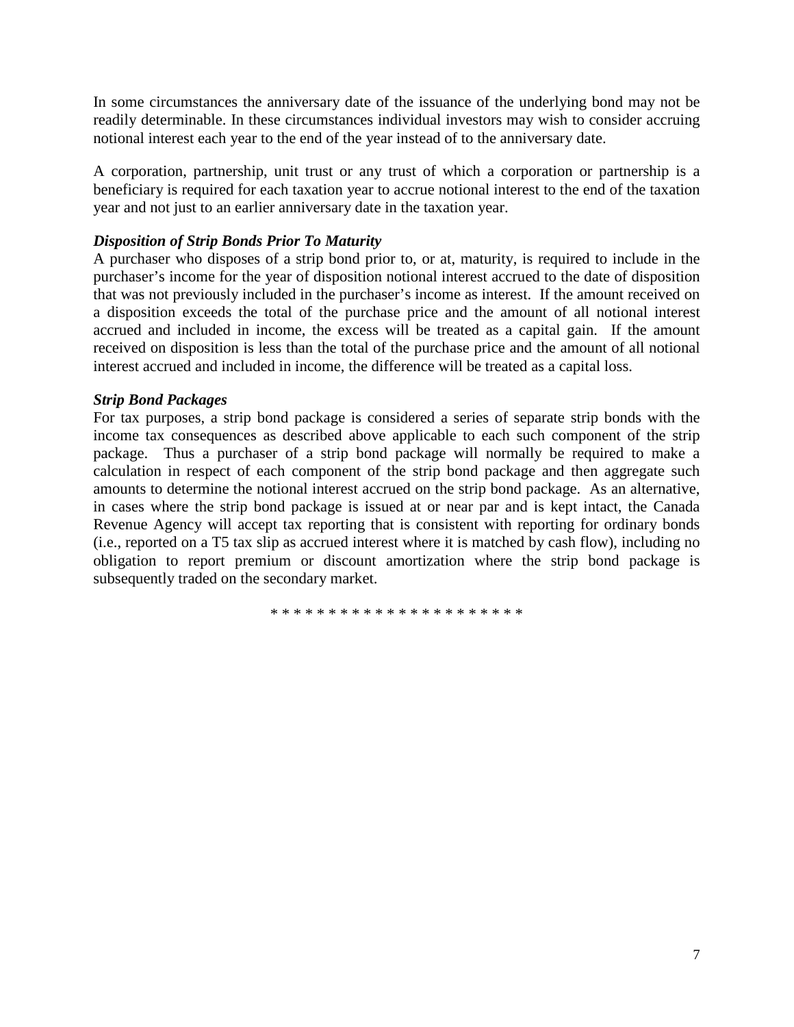In some circumstances the anniversary date of the issuance of the underlying bond may not be readily determinable. In these circumstances individual investors may wish to consider accruing notional interest each year to the end of the year instead of to the anniversary date.

A corporation, partnership, unit trust or any trust of which a corporation or partnership is a beneficiary is required for each taxation year to accrue notional interest to the end of the taxation year and not just to an earlier anniversary date in the taxation year.

***Disposition of Strip Bonds Prior To Maturity***

A purchaser who disposes of a strip bond prior to, or at, maturity, is required to include in the purchaser's income for the year of disposition notional interest accrued to the date of disposition that was not previously included in the purchaser's income as interest. If the amount received on a disposition exceeds the total of the purchase price and the amount of all notional interest accrued and included in income, the excess will be treated as a capital gain. If the amount received on disposition is less than the total of the purchase price and the amount of all notional interest accrued and included in income, the difference will be treated as a capital loss.

***Strip Bond Packages***

For tax purposes, a strip bond package is considered a series of separate strip bonds with the income tax consequences as described above applicable to each such component of the strip package. Thus a purchaser of a strip bond package will normally be required to make a calculation in respect of each component of the strip bond package and then aggregate such amounts to determine the notional interest accrued on the strip bond package. As an alternative, in cases where the strip bond package is issued at or near par and is kept intact, the Canada Revenue Agency will accept tax reporting that is consistent with reporting for ordinary bonds (i.e., reported on a T5 tax slip as accrued interest where it is matched by cash flow), including no obligation to report premium or discount amortization where the strip bond package is subsequently traded on the secondary market.

* * * * * * * * * * * * * * * * * * * * * *